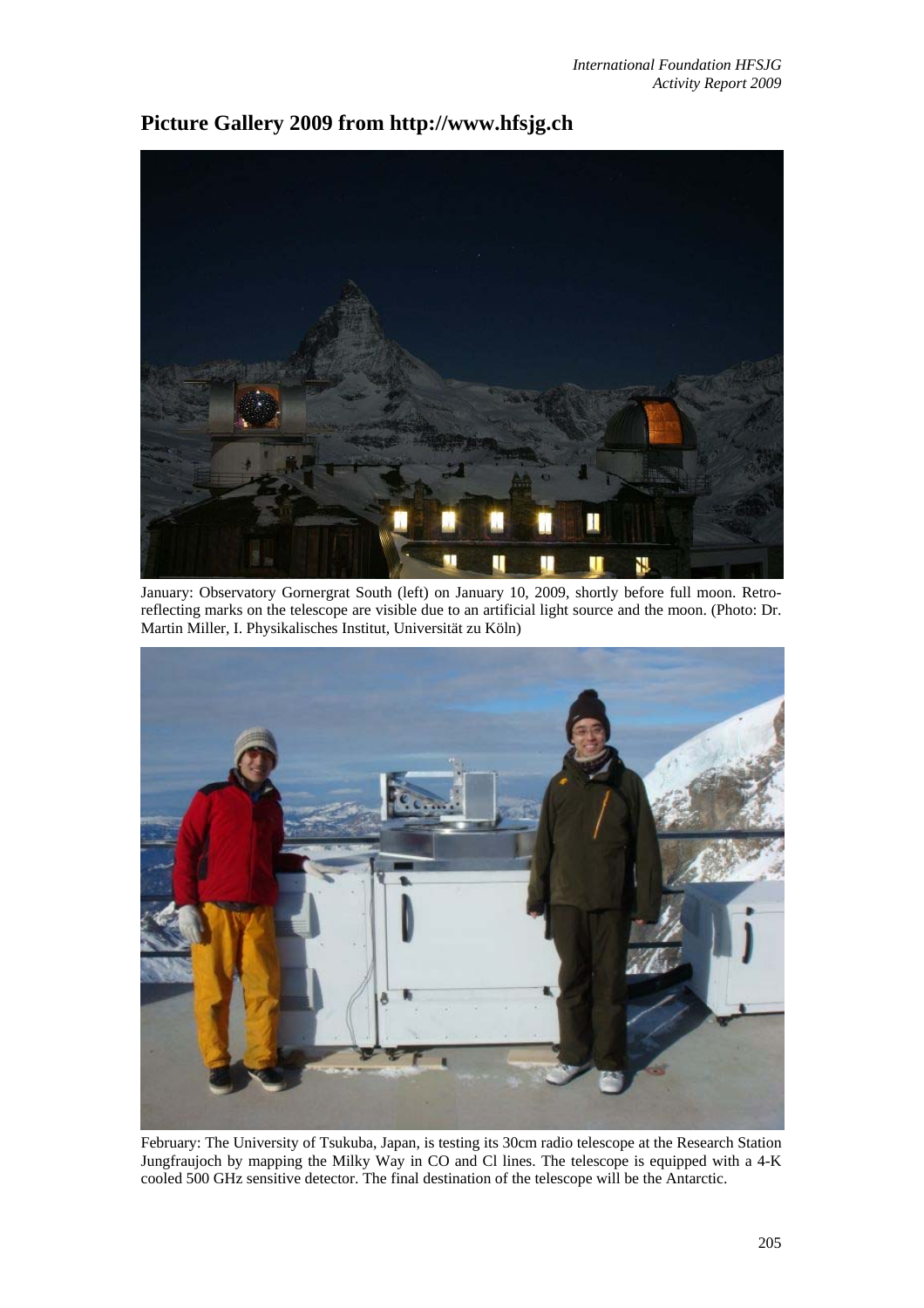# Picture Gallery 2009 from http://www.hfsjg.ch

January: Observatory Gornergrat South (left) on January 10, 2009, shortly before full moon. Retro-reflecting marks on the telescope are visible due to an artificial light source and the moon. (Photo: Dr. Martin Miller, I. Physikalisches Institut, Universität zu Köln)

February: The University of Tsukuba, Japan, is testing its 30cm radio telescope at the Research Station Jungfraujoch by mapping the Milky Way in CO and Cl lines. The telescope is equipped with a 4-K cooled 500 GHz sensitive detector. The final destination of the telescope will be the Antarctic.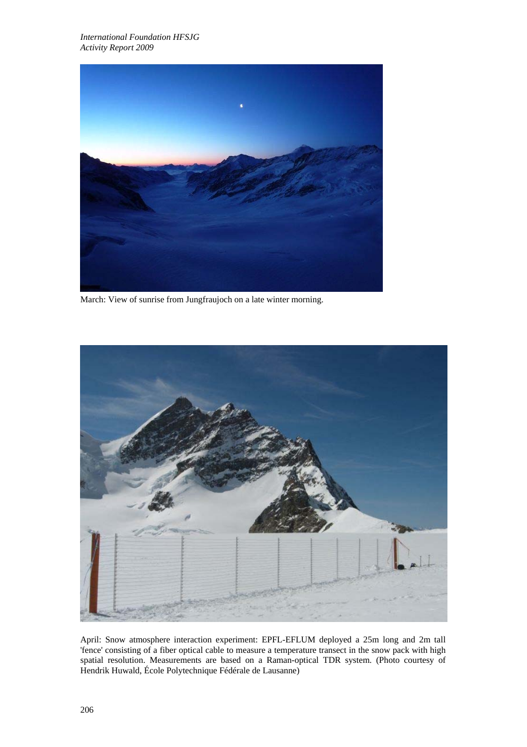March: View of sunrise from Jungfraujoch on a late winter morning.

April: Snow atmosphere interaction experiment: EPFL-EFLUM deployed a 25m long and 2m tall 'fence' consisting of a fiber optical cable to measure a temperature transect in the snow pack with high spatial resolution. Measurements are based on a Raman-optical TDR system. (Photo courtesy of Hendrik Huwald, École Polytechnique Fédérale de Lausanne)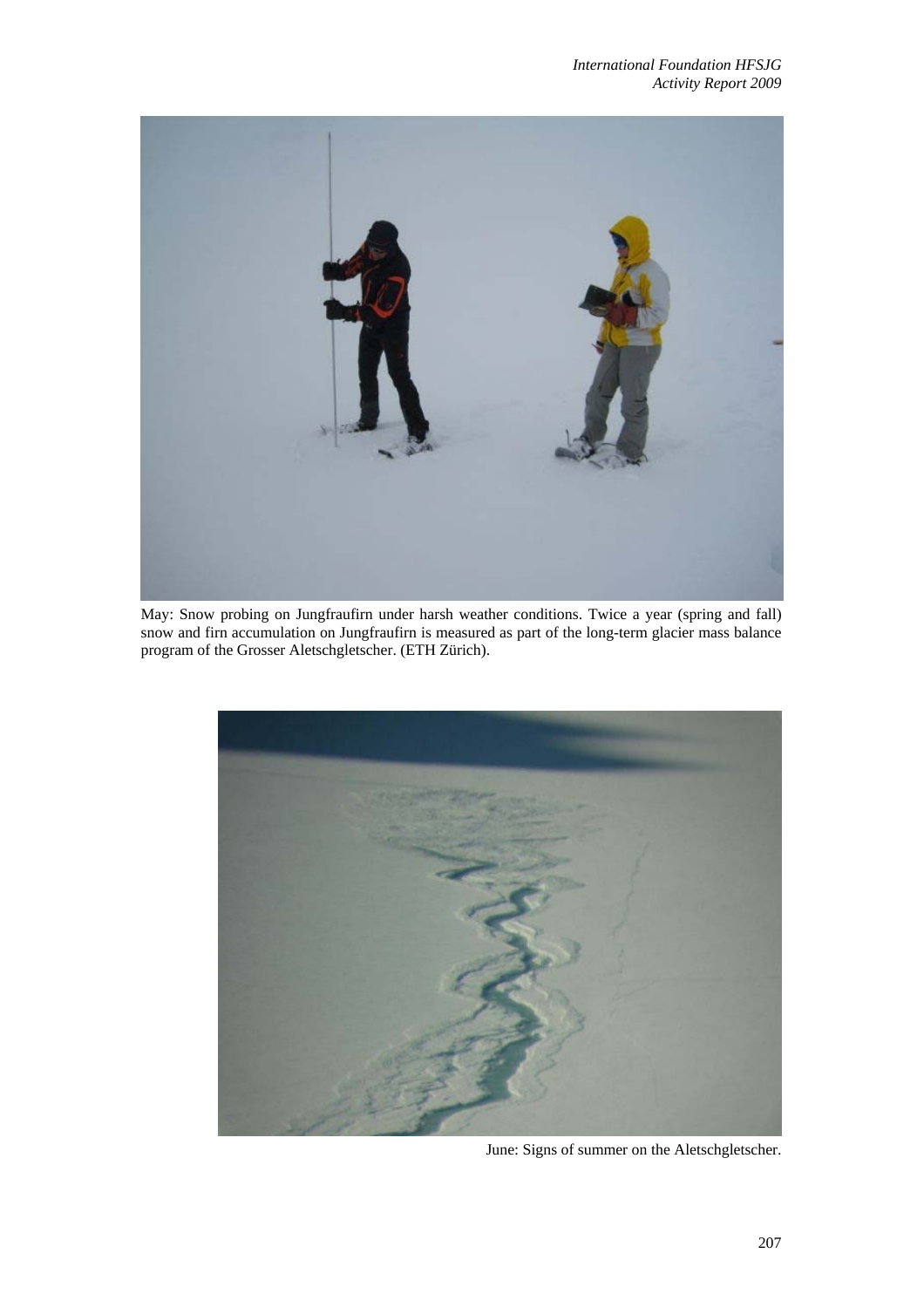May: Snow probing on Jungfraufirn under harsh weather conditions. Twice a year (spring and fall) snow and firn accumulation on Jungfraufirn is measured as part of the long-term glacier mass balance program of the Grosser Aletschgletscher. (ETH Zürich).

June: Signs of summer on the Aletschgletscher.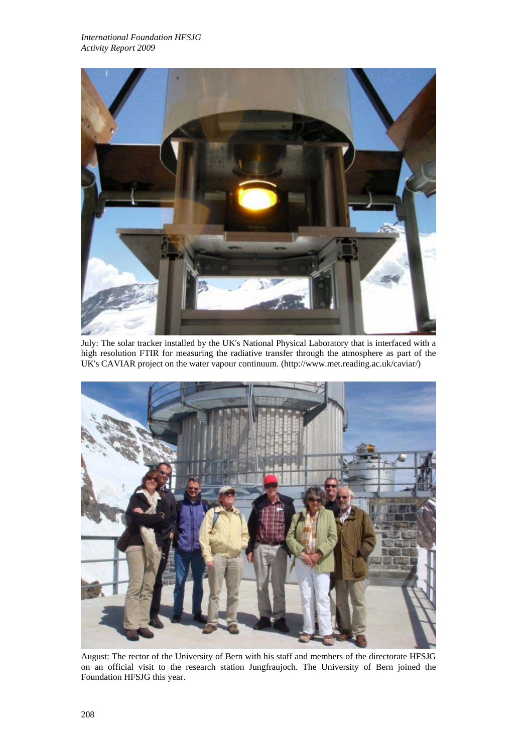July: The solar tracker installed by the UK's National Physical Laboratory that is interfaced with a high resolution FTIR for measuring the radiative transfer through the atmosphere as part of the UK's CAVIAR project on the water vapour continuum. (http://www.met.reading.ac.uk/caviar/)

August: The rector of the University of Bern with his staff and members of the directorate HFSJG on an official visit to the research station Jungfraujoch. The University of Bern joined the Foundation HFSJG this year.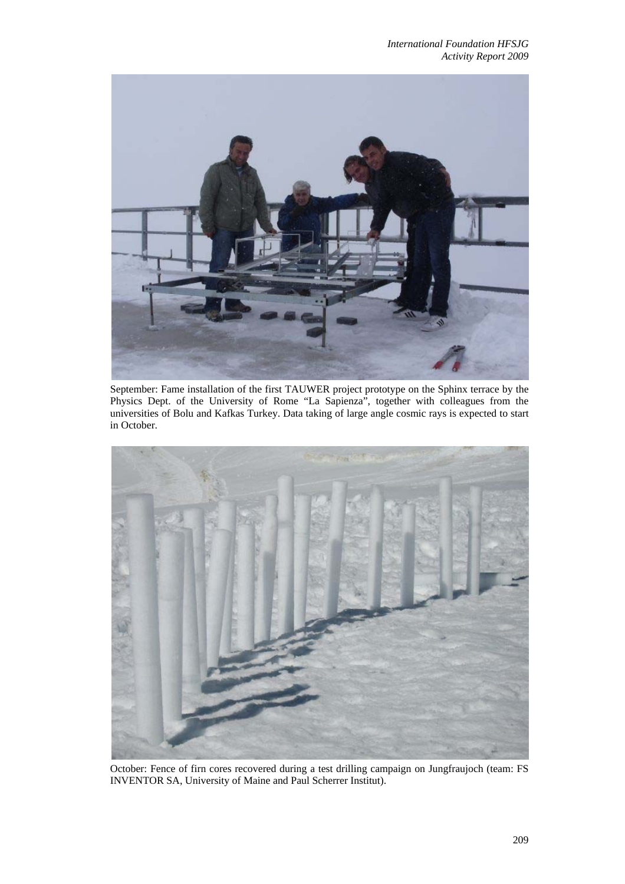September: Fame installation of the first TAUWER project prototype on the Sphinx terrace by the Physics Dept. of the University of Rome "La Sapienza", together with colleagues from the universities of Bolu and Kafkas Turkey. Data taking of large angle cosmic rays is expected to start in October.

October: Fence of firn cores recovered during a test drilling campaign on Jungfraujoch (team: FS INVENTOR SA, University of Maine and Paul Scherrer Institut).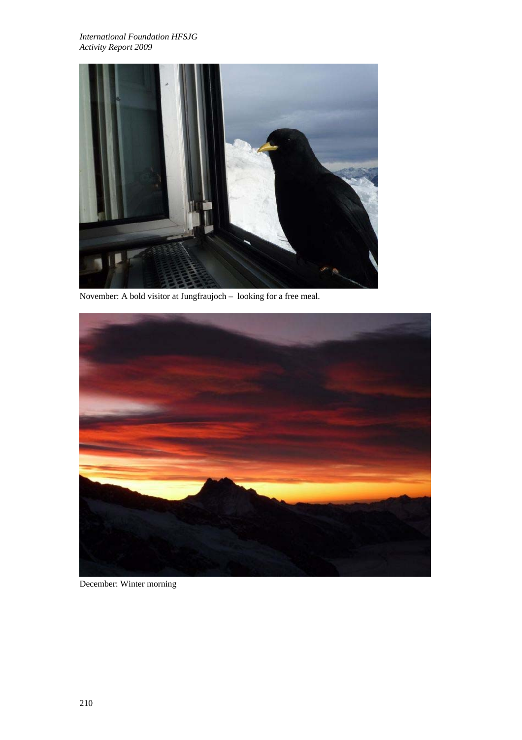November: A bold visitor at Jungfraujoch – looking for a free meal.

December: Winter morning